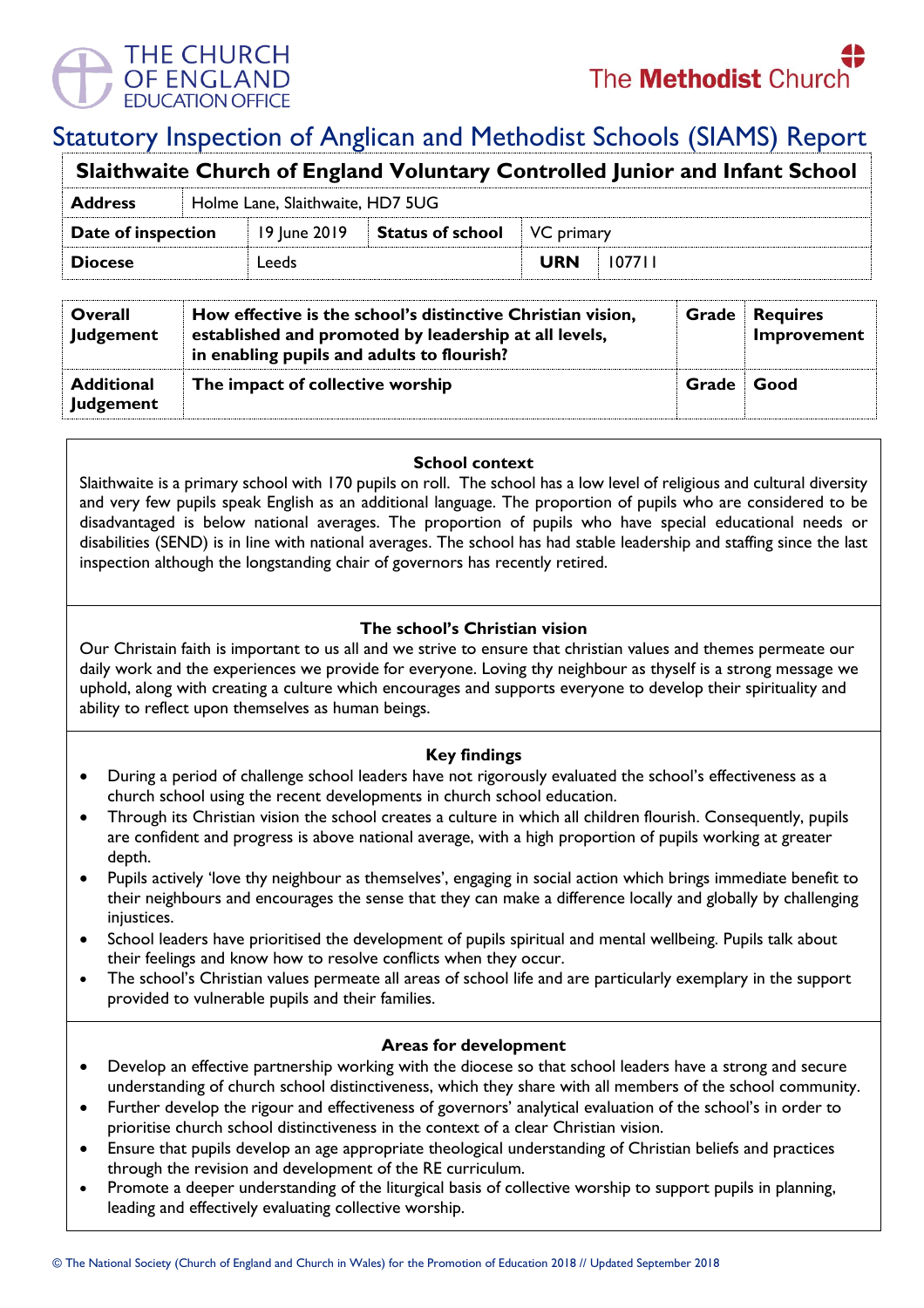THE CHURCH OF ENGLAND EDUCATION OFFICE

The Methodist Church

# Statutory Inspection of Anglican and Methodist Schools (SIAMS) Report

| Slaithwaite Church of England Voluntary Controlled Junior and Infant School | | | | | |
|---|---|---|---|---|---|
| **Address** | Holme Lane, Slaithwaite, HD7 5UG | | | | |
| **Date of inspection** | 19 June 2019 | **Status of school** | VC primary | | |
| **Diocese** | Leeds | | | **URN** | 107711 |

| | | | |
|---|---|---|---|
| **Overall Judgement** | **How effective is the school's distinctive Christian vision, established and promoted by leadership at all levels, in enabling pupils and adults to flourish?** | **Grade** | **Requires Improvement** |
| **Additional Judgement** | **The impact of collective worship** | **Grade** | **Good** |

### School context

Slaithwaite is a primary school with 170 pupils on roll. The school has a low level of religious and cultural diversity and very few pupils speak English as an additional language. The proportion of pupils who are considered to be disadvantaged is below national averages. The proportion of pupils who have special educational needs or disabilities (SEND) is in line with national averages. The school has had stable leadership and staffing since the last inspection although the longstanding chair of governors has recently retired.

### The school's Christian vision

Our Christain faith is important to us all and we strive to ensure that christian values and themes permeate our daily work and the experiences we provide for everyone. Loving thy neighbour as thyself is a strong message we uphold, along with creating a culture which encourages and supports everyone to develop their spirituality and ability to reflect upon themselves as human beings.

### Key findings

- During a period of challenge school leaders have not rigorously evaluated the school's effectiveness as a church school using the recent developments in church school education.
- Through its Christian vision the school creates a culture in which all children flourish. Consequently, pupils are confident and progress is above national average, with a high proportion of pupils working at greater depth.
- Pupils actively 'love thy neighbour as themselves', engaging in social action which brings immediate benefit to their neighbours and encourages the sense that they can make a difference locally and globally by challenging injustices.
- School leaders have prioritised the development of pupils spiritual and mental wellbeing. Pupils talk about their feelings and know how to resolve conflicts when they occur.
- The school's Christian values permeate all areas of school life and are particularly exemplary in the support provided to vulnerable pupils and their families.

### Areas for development

- Develop an effective partnership working with the diocese so that school leaders have a strong and secure understanding of church school distinctiveness, which they share with all members of the school community.
- Further develop the rigour and effectiveness of governors' analytical evaluation of the school's in order to prioritise church school distinctiveness in the context of a clear Christian vision.
- Ensure that pupils develop an age appropriate theological understanding of Christian beliefs and practices through the revision and development of the RE curriculum.
- Promote a deeper understanding of the liturgical basis of collective worship to support pupils in planning, leading and effectively evaluating collective worship.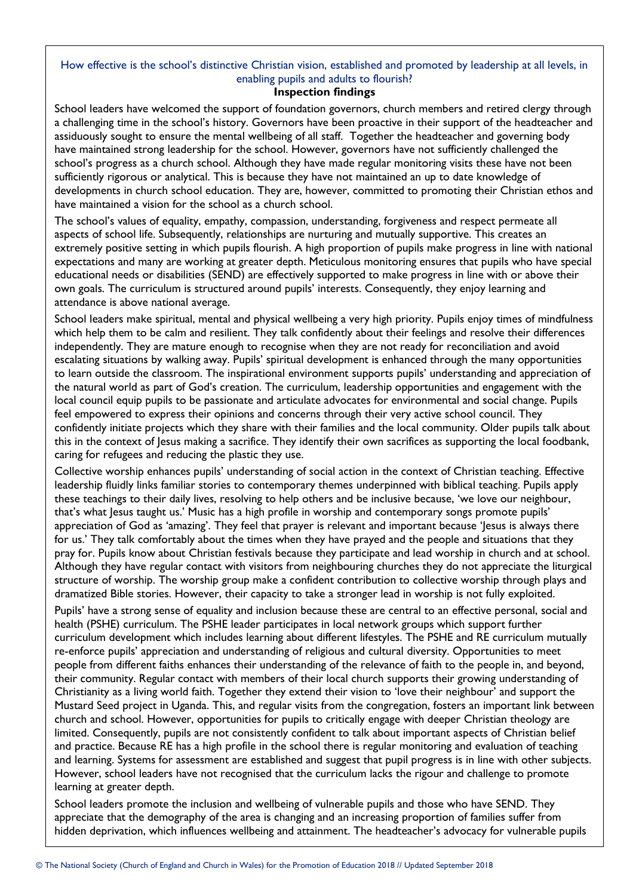How effective is the school's distinctive Christian vision, established and promoted by leadership at all levels, in enabling pupils and adults to flourish?

**Inspection findings**

School leaders have welcomed the support of foundation governors, church members and retired clergy through a challenging time in the school's history. Governors have been proactive in their support of the headteacher and assiduously sought to ensure the mental wellbeing of all staff. Together the headteacher and governing body have maintained strong leadership for the school. However, governors have not sufficiently challenged the school's progress as a church school. Although they have made regular monitoring visits these have not been sufficiently rigorous or analytical. This is because they have not maintained an up to date knowledge of developments in church school education. They are, however, committed to promoting their Christian ethos and have maintained a vision for the school as a church school.

The school's values of equality, empathy, compassion, understanding, forgiveness and respect permeate all aspects of school life. Subsequently, relationships are nurturing and mutually supportive. This creates an extremely positive setting in which pupils flourish. A high proportion of pupils make progress in line with national expectations and many are working at greater depth. Meticulous monitoring ensures that pupils who have special educational needs or disabilities (SEND) are effectively supported to make progress in line with or above their own goals. The curriculum is structured around pupils' interests. Consequently, they enjoy learning and attendance is above national average.

School leaders make spiritual, mental and physical wellbeing a very high priority. Pupils enjoy times of mindfulness which help them to be calm and resilient. They talk confidently about their feelings and resolve their differences independently. They are mature enough to recognise when they are not ready for reconciliation and avoid escalating situations by walking away. Pupils' spiritual development is enhanced through the many opportunities to learn outside the classroom. The inspirational environment supports pupils' understanding and appreciation of the natural world as part of God's creation. The curriculum, leadership opportunities and engagement with the local council equip pupils to be passionate and articulate advocates for environmental and social change. Pupils feel empowered to express their opinions and concerns through their very active school council. They confidently initiate projects which they share with their families and the local community. Older pupils talk about this in the context of Jesus making a sacrifice. They identify their own sacrifices as supporting the local foodbank, caring for refugees and reducing the plastic they use.

Collective worship enhances pupils' understanding of social action in the context of Christian teaching. Effective leadership fluidly links familiar stories to contemporary themes underpinned with biblical teaching. Pupils apply these teachings to their daily lives, resolving to help others and be inclusive because, 'we love our neighbour, that's what Jesus taught us.' Music has a high profile in worship and contemporary songs promote pupils' appreciation of God as 'amazing'. They feel that prayer is relevant and important because 'Jesus is always there for us.' They talk comfortably about the times when they have prayed and the people and situations that they pray for. Pupils know about Christian festivals because they participate and lead worship in church and at school. Although they have regular contact with visitors from neighbouring churches they do not appreciate the liturgical structure of worship. The worship group make a confident contribution to collective worship through plays and dramatized Bible stories. However, their capacity to take a stronger lead in worship is not fully exploited.

Pupils' have a strong sense of equality and inclusion because these are central to an effective personal, social and health (PSHE) curriculum. The PSHE leader participates in local network groups which support further curriculum development which includes learning about different lifestyles. The PSHE and RE curriculum mutually re-enforce pupils' appreciation and understanding of religious and cultural diversity. Opportunities to meet people from different faiths enhances their understanding of the relevance of faith to the people in, and beyond, their community. Regular contact with members of their local church supports their growing understanding of Christianity as a living world faith. Together they extend their vision to 'love their neighbour' and support the Mustard Seed project in Uganda. This, and regular visits from the congregation, fosters an important link between church and school. However, opportunities for pupils to critically engage with deeper Christian theology are limited. Consequently, pupils are not consistently confident to talk about important aspects of Christian belief and practice. Because RE has a high profile in the school there is regular monitoring and evaluation of teaching and learning. Systems for assessment are established and suggest that pupil progress is in line with other subjects. However, school leaders have not recognised that the curriculum lacks the rigour and challenge to promote learning at greater depth.

School leaders promote the inclusion and wellbeing of vulnerable pupils and those who have SEND. They appreciate that the demography of the area is changing and an increasing proportion of families suffer from hidden deprivation, which influences wellbeing and attainment. The headteacher's advocacy for vulnerable pupils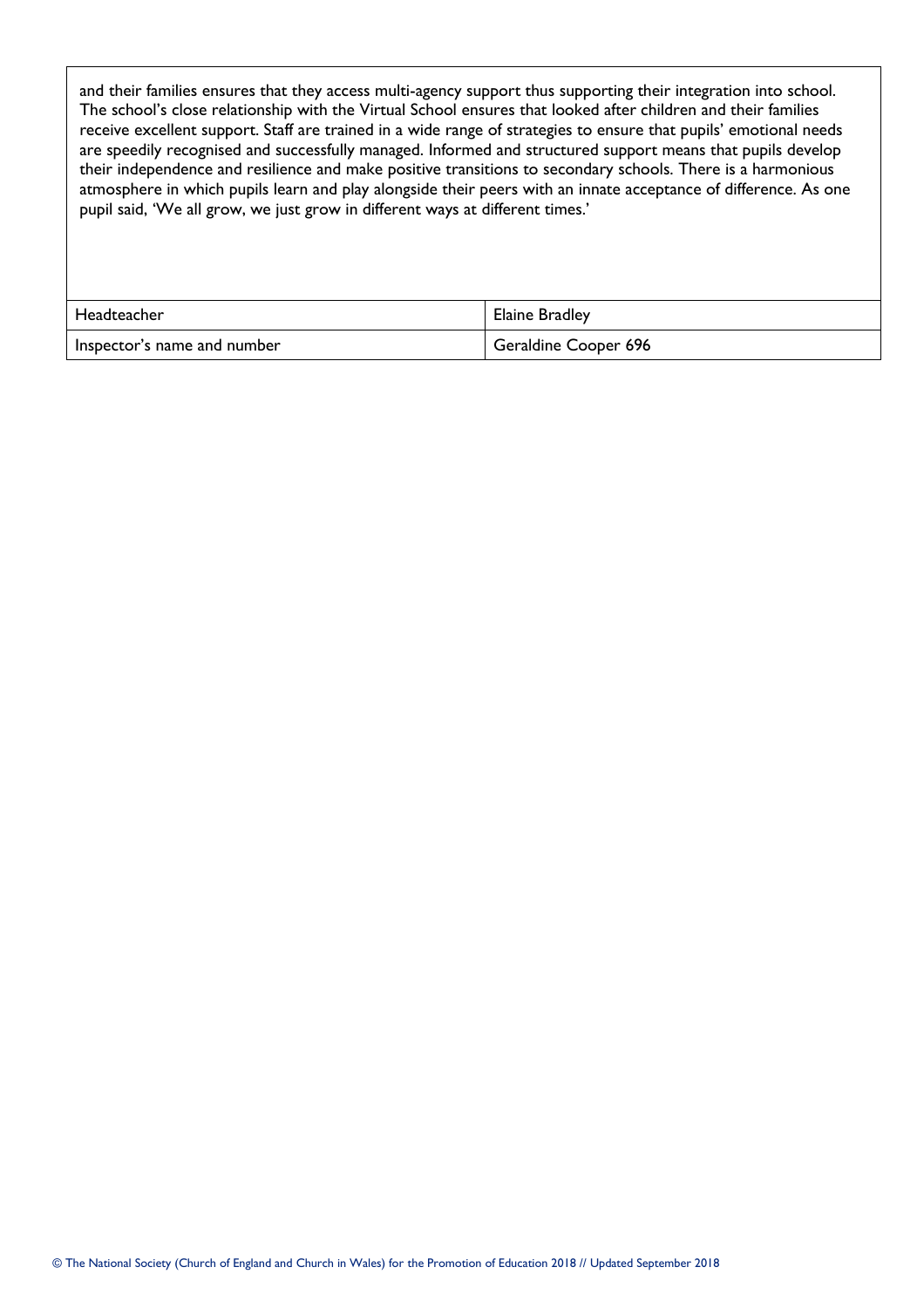and their families ensures that they access multi-agency support thus supporting their integration into school. The school's close relationship with the Virtual School ensures that looked after children and their families receive excellent support. Staff are trained in a wide range of strategies to ensure that pupils' emotional needs are speedily recognised and successfully managed. Informed and structured support means that pupils develop their independence and resilience and make positive transitions to secondary schools. There is a harmonious atmosphere in which pupils learn and play alongside their peers with an innate acceptance of difference. As one pupil said, 'We all grow, we just grow in different ways at different times.'

| | |
|---|---|
| Headteacher | Elaine Bradley |
| Inspector's name and number | Geraldine Cooper 696 |

© The National Society (Church of England and Church in Wales) for the Promotion of Education 2018 // Updated September 2018